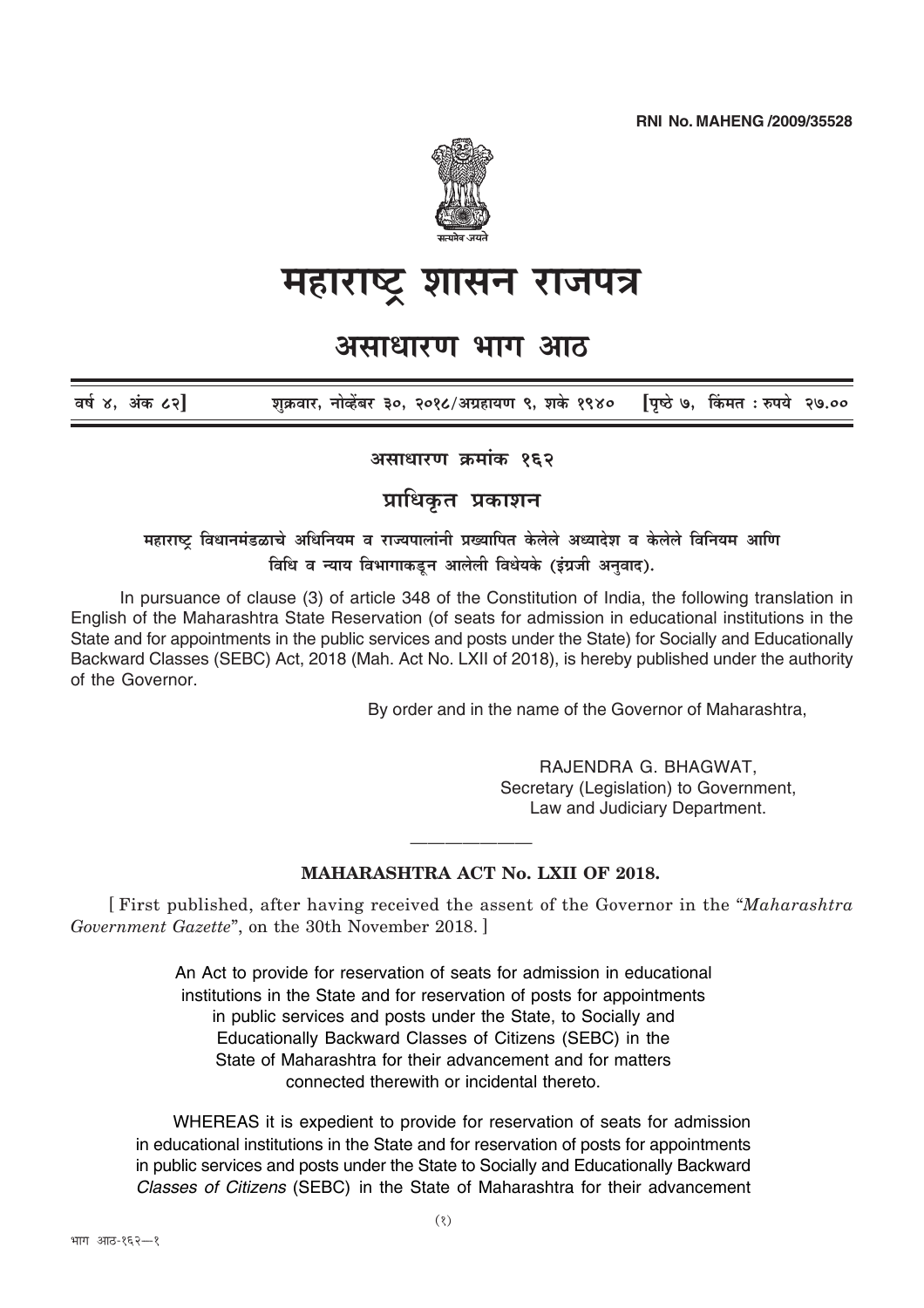RNI No. MAHENG /2009/35528

सत्यमेव जयते

# महाराष्ट्र शासन राजपत्र

## असाधारण भाग आठ

वर्ष ४, अंक ८२] शुक्रवार, नोव्हेंबर ३०, २०१८/अग्रहायण ९, शके १९४० [पृष्ठे ७, किंमत : रुपये २७.००

**असाधारण क्रमांक १६२**

**प्राधिकृत प्रकाशन**

**महाराष्ट्र विधानमंडळाचे अधिनियम व राज्यपालांनी प्रख्यापित केलेले अध्यादेश व केलेले विनियम आणि विधि व न्याय विभागाकडून आलेली विधेयके (इंग्रजी अनुवाद).**

In pursuance of clause (3) of article 348 of the Constitution of India, the following translation in English of the Maharashtra State Reservation (of seats for admission in educational institutions in the State and for appointments in the public services and posts under the State) for Socially and Educationally Backward Classes (SEBC) Act, 2018 (Mah. Act No. LXII of 2018), is hereby published under the authority of the Governor.

By order and in the name of the Governor of Maharashtra,

RAJENDRA G. BHAGWAT,
Secretary (Legislation) to Government,
Law and Judiciary Department.

---

**MAHARASHTRA ACT No. LXII OF 2018.**

[ First published, after having received the assent of the Governor in the "*Maharashtra Government Gazette*", on the 30th November 2018. ]

An Act to provide for reservation of seats for admission in educational institutions in the State and for reservation of posts for appointments in public services and posts under the State, to Socially and Educationally Backward Classes of Citizens (SEBC) in the State of Maharashtra for their advancement and for matters connected therewith or incidental thereto.

WHEREAS it is expedient to provide for reservation of seats for admission in educational institutions in the State and for reservation of posts for appointments in public services and posts under the State to Socially and Educationally Backward *Classes of Citizens* (SEBC) in the State of Maharashtra for their advancement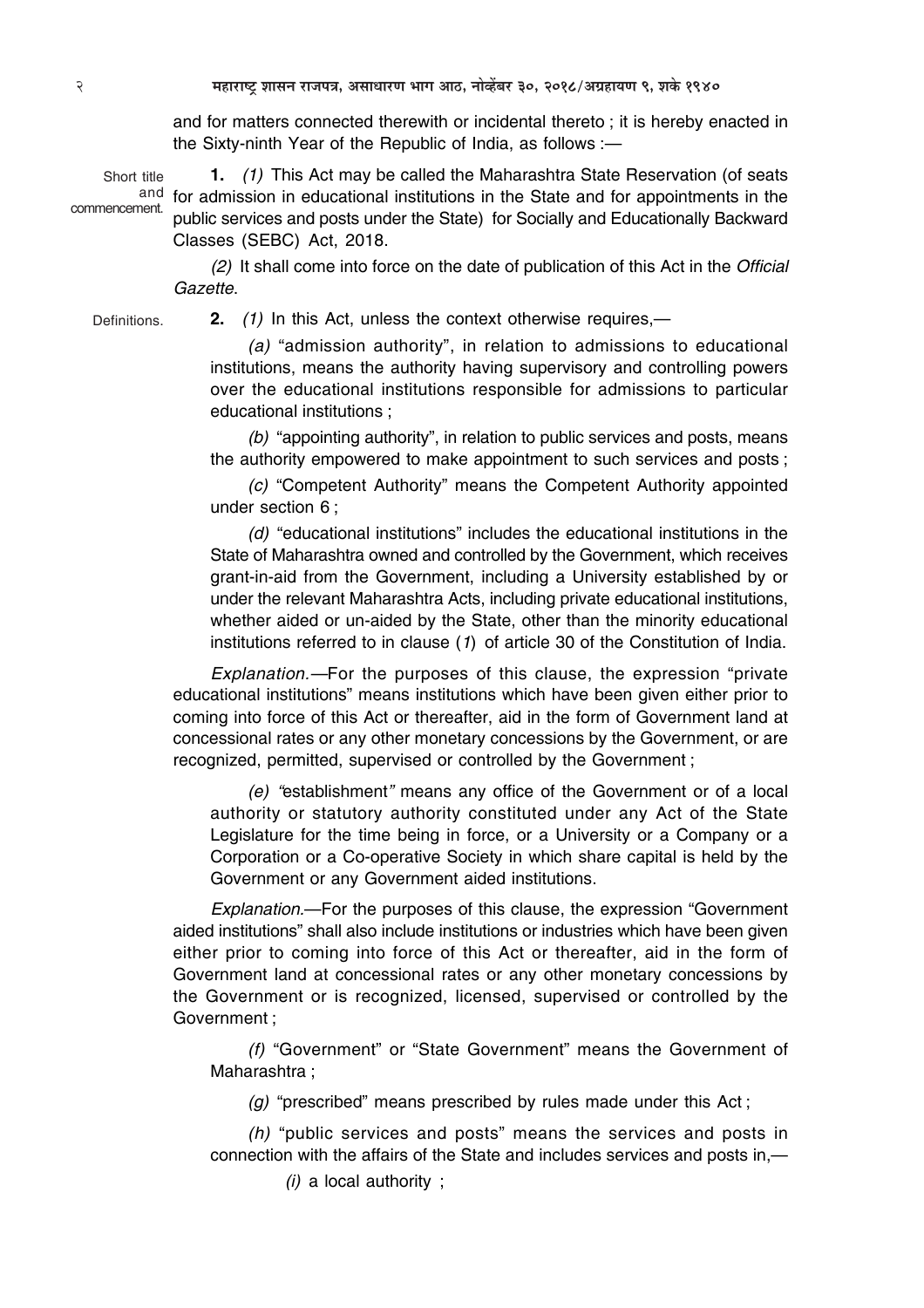and for matters connected therewith or incidental thereto ; it is hereby enacted in the Sixty-ninth Year of the Republic of India, as follows :—

Short title and commencement.

**1.** *(1)* This Act may be called the Maharashtra State Reservation (of seats for admission in educational institutions in the State and for appointments in the public services and posts under the State) for Socially and Educationally Backward Classes (SEBC) Act, 2018.

*(2)* It shall come into force on the date of publication of this Act in the *Official Gazette*.

Definitions.

**2.** *(1)* In this Act, unless the context otherwise requires,—

*(a)* "admission authority", in relation to admissions to educational institutions, means the authority having supervisory and controlling powers over the educational institutions responsible for admissions to particular educational institutions ;

*(b)* "appointing authority", in relation to public services and posts, means the authority empowered to make appointment to such services and posts ;

*(c)* "Competent Authority" means the Competent Authority appointed under section 6 ;

*(d)* "educational institutions" includes the educational institutions in the State of Maharashtra owned and controlled by the Government, which receives grant-in-aid from the Government, including a University established by or under the relevant Maharashtra Acts, including private educational institutions, whether aided or un-aided by the State, other than the minority educational institutions referred to in clause (*1*) of article 30 of the Constitution of India.

*Explanation.*—For the purposes of this clause, the expression "private educational institutions" means institutions which have been given either prior to coming into force of this Act or thereafter, aid in the form of Government land at concessional rates or any other monetary concessions by the Government, or are recognized, permitted, supervised or controlled by the Government ;

*(e)* "establishment" means any office of the Government or of a local authority or statutory authority constituted under any Act of the State Legislature for the time being in force, or a University or a Company or a Corporation or a Co-operative Society in which share capital is held by the Government or any Government aided institutions.

*Explanation.*—For the purposes of this clause, the expression "Government aided institutions" shall also include institutions or industries which have been given either prior to coming into force of this Act or thereafter, aid in the form of Government land at concessional rates or any other monetary concessions by the Government or is recognized, licensed, supervised or controlled by the Government ;

*(f)* "Government" or "State Government" means the Government of Maharashtra ;

*(g)* "prescribed" means prescribed by rules made under this Act ;

*(h)* "public services and posts" means the services and posts in connection with the affairs of the State and includes services and posts in,—

*(i)* a local authority ;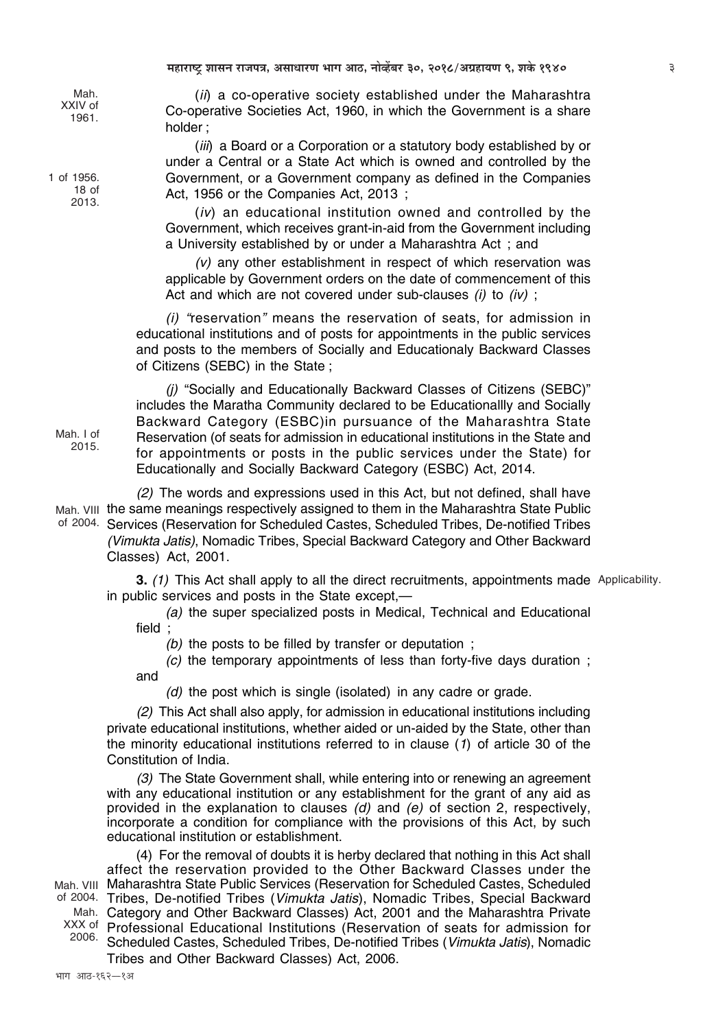Mah. XXIV of 1961.

(*ii*) a co-operative society established under the Maharashtra Co-operative Societies Act, 1960, in which the Government is a share holder ;

1 of 1956. 18 of 2013.

(*iii*) a Board or a Corporation or a statutory body established by or under a Central or a State Act which is owned and controlled by the Government, or a Government company as defined in the Companies Act, 1956 or the Companies Act, 2013 ;

(*iv*) an educational institution owned and controlled by the Government, which receives grant-in-aid from the Government including a University established by or under a Maharashtra Act ; and

*(v)* any other establishment in respect of which reservation was applicable by Government orders on the date of commencement of this Act and which are not covered under sub-clauses *(i)* to *(iv)* ;

*(i)* "reservation" means the reservation of seats, for admission in educational institutions and of posts for appointments in the public services and posts to the members of Socially and Educationaly Backward Classes of Citizens (SEBC) in the State ;

Mah. I of 2015.

*(j)* "Socially and Educationally Backward Classes of Citizens (SEBC)" includes the Maratha Community declared to be Educationallly and Socially Backward Category (ESBC)in pursuance of the Maharashtra State Reservation (of seats for admission in educational institutions in the State and for appointments or posts in the public services under the State) for Educationally and Socially Backward Category (ESBC) Act, 2014.

Mah. VIII of 2004.

*(2)* The words and expressions used in this Act, but not defined, shall have the same meanings respectively assigned to them in the Maharashtra State Public Services (Reservation for Scheduled Castes, Scheduled Tribes, De-notified Tribes *(Vimukta Jatis)*, Nomadic Tribes, Special Backward Category and Other Backward Classes) Act, 2001.

Applicability.

**3.** *(1)* This Act shall apply to all the direct recruitments, appointments made in public services and posts in the State except,—

*(a)* the super specialized posts in Medical, Technical and Educational field ;

*(b)* the posts to be filled by transfer or deputation ;

*(c)* the temporary appointments of less than forty-five days duration ; and

*(d)* the post which is single (isolated) in any cadre or grade.

*(2)* This Act shall also apply, for admission in educational institutions including private educational institutions, whether aided or un-aided by the State, other than the minority educational institutions referred to in clause (*1*) of article 30 of the Constitution of India.

*(3)* The State Government shall, while entering into or renewing an agreement with any educational institution or any establishment for the grant of any aid as provided in the explanation to clauses *(d)* and *(e)* of section 2, respectively, incorporate a condition for compliance with the provisions of this Act, by such educational institution or establishment.

Mah. VIII of 2004. Mah. XXX of 2006.

(4) For the removal of doubts it is herby declared that nothing in this Act shall affect the reservation provided to the Other Backward Classes under the Maharashtra State Public Services (Reservation for Scheduled Castes, Scheduled Tribes, De-notified Tribes (*Vimukta Jatis*), Nomadic Tribes, Special Backward Category and Other Backward Classes) Act, 2001 and the Maharashtra Private Professional Educational Institutions (Reservation of seats for admission for Scheduled Castes, Scheduled Tribes, De-notified Tribes (*Vimukta Jatis*), Nomadic Tribes and Other Backward Classes) Act, 2006.

भाग आठ-१६२—१अ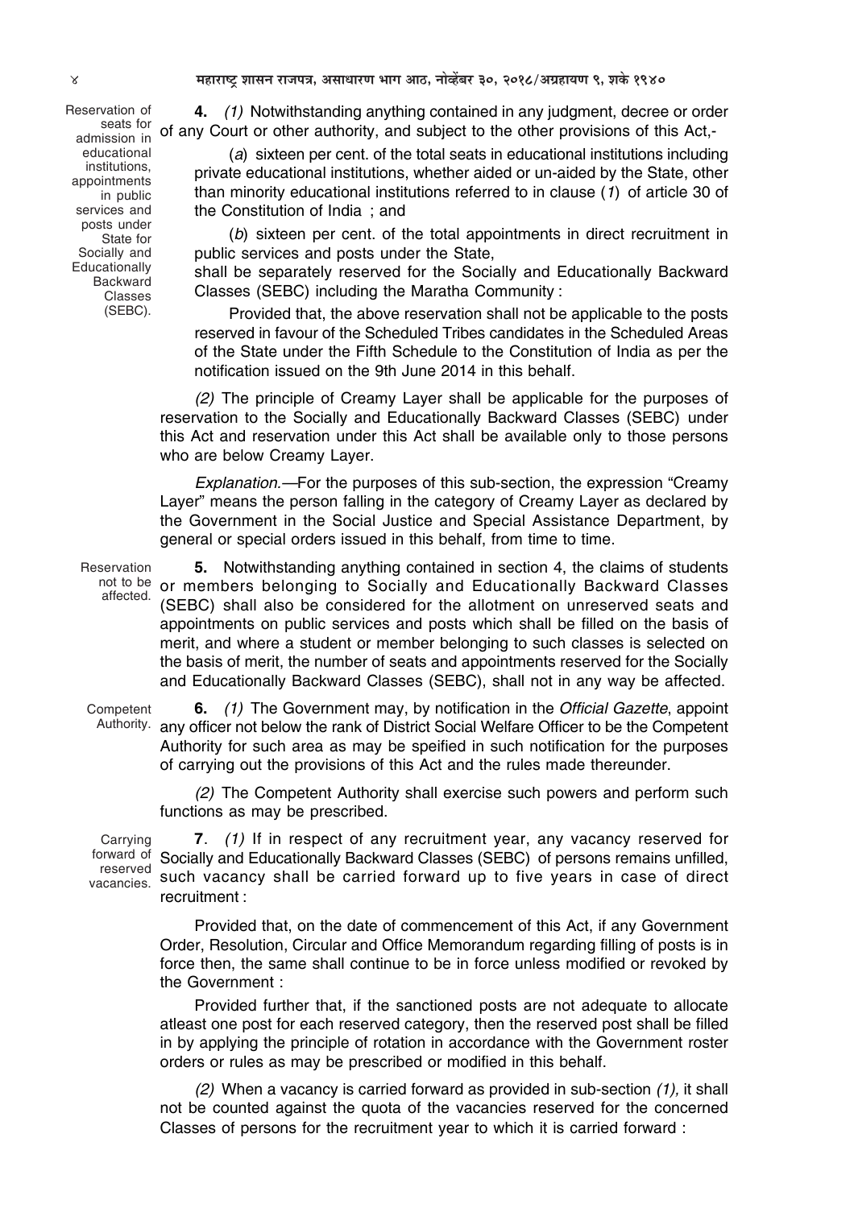**Reservation of seats for admission in educational institutions, appointments in public services and posts under State for Socially and Educationally Backward Classes (SEBC).**

**4.** *(1)* Notwithstanding anything contained in any judgment, decree or order of any Court or other authority, and subject to the other provisions of this Act,-

(*a*) sixteen per cent. of the total seats in educational institutions including private educational institutions, whether aided or un-aided by the State, other than minority educational institutions referred to in clause (*1*) of article 30 of the Constitution of India ; and

(*b*) sixteen per cent. of the total appointments in direct recruitment in public services and posts under the State,

shall be separately reserved for the Socially and Educationally Backward Classes (SEBC) including the Maratha Community :

Provided that, the above reservation shall not be applicable to the posts reserved in favour of the Scheduled Tribes candidates in the Scheduled Areas of the State under the Fifth Schedule to the Constitution of India as per the notification issued on the 9th June 2014 in this behalf.

*(2)* The principle of Creamy Layer shall be applicable for the purposes of reservation to the Socially and Educationally Backward Classes (SEBC) under this Act and reservation under this Act shall be available only to those persons who are below Creamy Layer.

*Explanation.*—For the purposes of this sub-section, the expression "Creamy Layer" means the person falling in the category of Creamy Layer as declared by the Government in the Social Justice and Special Assistance Department, by general or special orders issued in this behalf, from time to time.

**Reservation not to be affected.**

**5.** Notwithstanding anything contained in section 4, the claims of students or members belonging to Socially and Educationally Backward Classes (SEBC) shall also be considered for the allotment on unreserved seats and appointments on public services and posts which shall be filled on the basis of merit, and where a student or member belonging to such classes is selected on the basis of merit, the number of seats and appointments reserved for the Socially and Educationally Backward Classes (SEBC), shall not in any way be affected.

**Competent Authority.**

**6.** *(1)* The Government may, by notification in the *Official Gazette*, appoint any officer not below the rank of District Social Welfare Officer to be the Competent Authority for such area as may be speified in such notification for the purposes of carrying out the provisions of this Act and the rules made thereunder.

*(2)* The Competent Authority shall exercise such powers and perform such functions as may be prescribed.

**Carrying forward of reserved vacancies.**

**7**. *(1)* If in respect of any recruitment year, any vacancy reserved for Socially and Educationally Backward Classes (SEBC) of persons remains unfilled, such vacancy shall be carried forward up to five years in case of direct recruitment :

Provided that, on the date of commencement of this Act, if any Government Order, Resolution, Circular and Office Memorandum regarding filling of posts is in force then, the same shall continue to be in force unless modified or revoked by the Government :

Provided further that, if the sanctioned posts are not adequate to allocate atleast one post for each reserved category, then the reserved post shall be filled in by applying the principle of rotation in accordance with the Government roster orders or rules as may be prescribed or modified in this behalf.

*(2)* When a vacancy is carried forward as provided in sub-section *(1),* it shall not be counted against the quota of the vacancies reserved for the concerned Classes of persons for the recruitment year to which it is carried forward :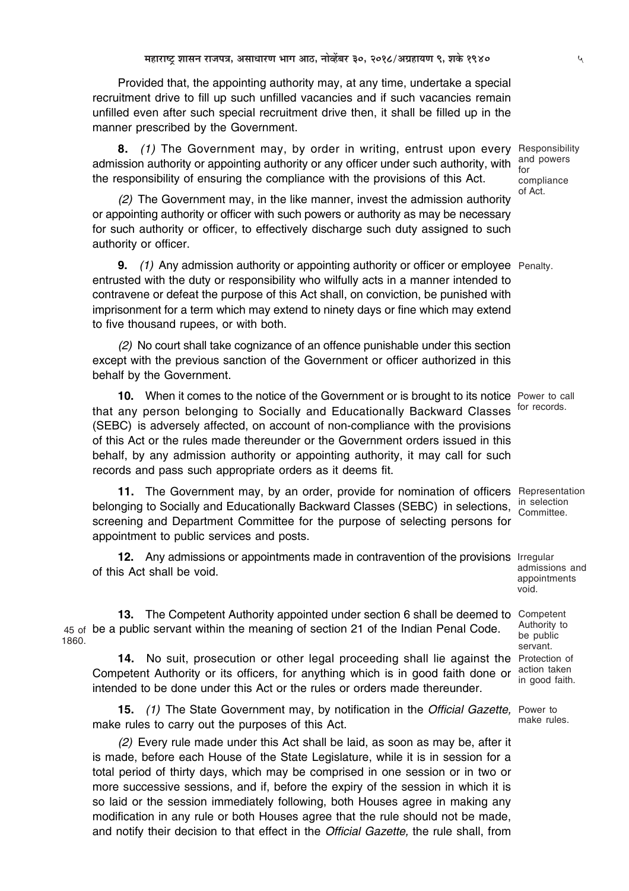Provided that, the appointing authority may, at any time, undertake a special recruitment drive to fill up such unfilled vacancies and if such vacancies remain unfilled even after such special recruitment drive then, it shall be filled up in the manner prescribed by the Government.

**8.** *(1)* The Government may, by order in writing, entrust upon every admission authority or appointing authority or any officer under such authority, with the responsibility of ensuring the compliance with the provisions of this Act.

Responsibility and powers for compliance of Act.

*(2)* The Government may, in the like manner, invest the admission authority or appointing authority or officer with such powers or authority as may be necessary for such authority or officer, to effectively discharge such duty assigned to such authority or officer.

**9.** *(1)* Any admission authority or appointing authority or officer or employee entrusted with the duty or responsibility who wilfully acts in a manner intended to contravene or defeat the purpose of this Act shall, on conviction, be punished with imprisonment for a term which may extend to ninety days or fine which may extend to five thousand rupees, or with both.

Penalty.

*(2)* No court shall take cognizance of an offence punishable under this section except with the previous sanction of the Government or officer authorized in this behalf by the Government.

**10.** When it comes to the notice of the Government or is brought to its notice that any person belonging to Socially and Educationally Backward Classes (SEBC) is adversely affected, on account of non-compliance with the provisions of this Act or the rules made thereunder or the Government orders issued in this behalf, by any admission authority or appointing authority, it may call for such records and pass such appropriate orders as it deems fit.

Power to call for records.

**11.** The Government may, by an order, provide for nomination of officers belonging to Socially and Educationally Backward Classes (SEBC) in selections, screening and Department Committee for the purpose of selecting persons for appointment to public services and posts.

Representation in selection Committee.

**12.** Any admissions or appointments made in contravention of the provisions of this Act shall be void.

Irregular admissions and appointments void.

**13.** The Competent Authority appointed under section 6 shall be deemed to be a public servant within the meaning of section 21 of the Indian Penal Code.

45 of 1860.

Competent Authority to be public servant.

**14.** No suit, prosecution or other legal proceeding shall lie against the Competent Authority or its officers, for anything which is in good faith done or intended to be done under this Act or the rules or orders made thereunder.

Protection of action taken in good faith.

**15.** *(1)* The State Government may, by notification in the *Official Gazette,* make rules to carry out the purposes of this Act.

Power to make rules.

*(2)* Every rule made under this Act shall be laid, as soon as may be, after it is made, before each House of the State Legislature, while it is in session for a total period of thirty days, which may be comprised in one session or in two or more successive sessions, and if, before the expiry of the session in which it is so laid or the session immediately following, both Houses agree in making any modification in any rule or both Houses agree that the rule should not be made, and notify their decision to that effect in the *Official Gazette,* the rule shall, from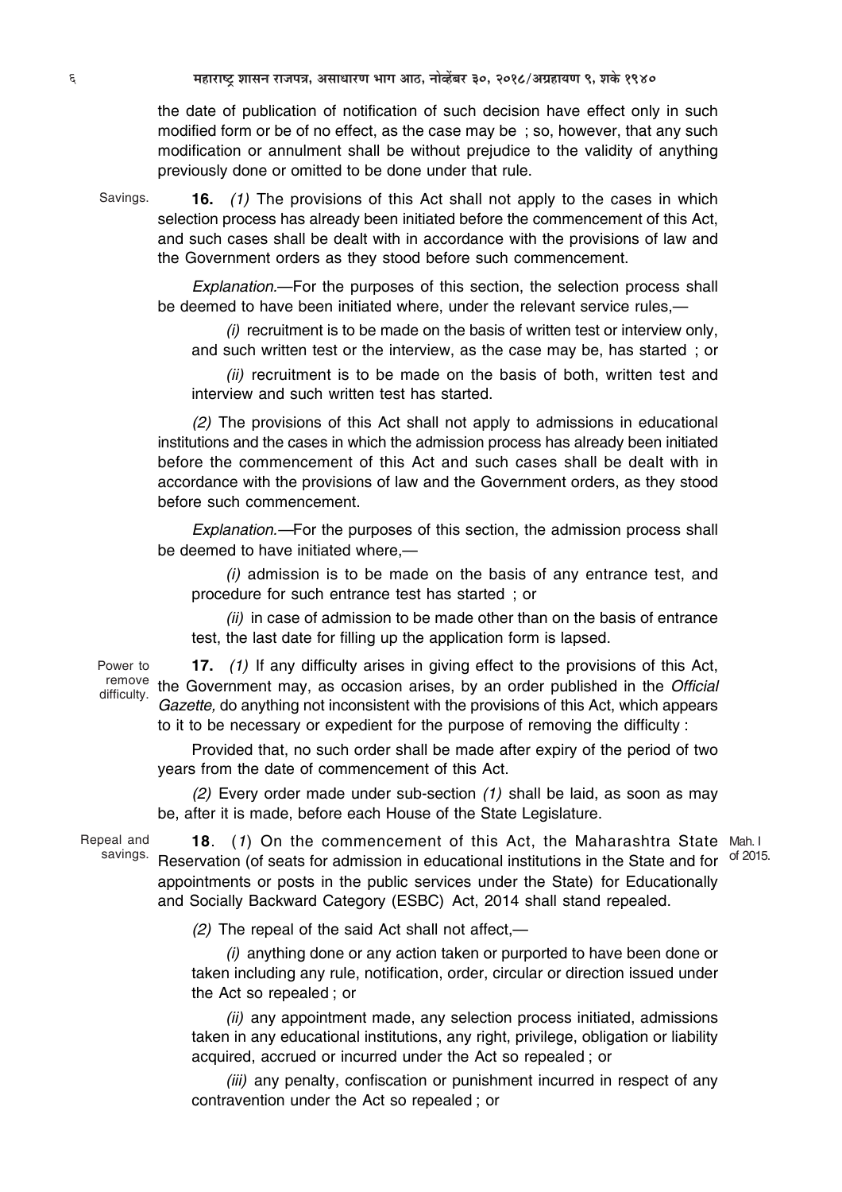the date of publication of notification of such decision have effect only in such modified form or be of no effect, as the case may be ; so, however, that any such modification or annulment shall be without prejudice to the validity of anything previously done or omitted to be done under that rule.

Savings.

**16.** *(1)* The provisions of this Act shall not apply to the cases in which selection process has already been initiated before the commencement of this Act, and such cases shall be dealt with in accordance with the provisions of law and the Government orders as they stood before such commencement.

*Explanation.*—For the purposes of this section, the selection process shall be deemed to have been initiated where, under the relevant service rules,—

*(i)* recruitment is to be made on the basis of written test or interview only, and such written test or the interview, as the case may be, has started ; or

*(ii)* recruitment is to be made on the basis of both, written test and interview and such written test has started.

*(2)* The provisions of this Act shall not apply to admissions in educational institutions and the cases in which the admission process has already been initiated before the commencement of this Act and such cases shall be dealt with in accordance with the provisions of law and the Government orders, as they stood before such commencement.

*Explanation.*—For the purposes of this section, the admission process shall be deemed to have initiated where,—

*(i)* admission is to be made on the basis of any entrance test, and procedure for such entrance test has started ; or

*(ii)* in case of admission to be made other than on the basis of entrance test, the last date for filling up the application form is lapsed.

Power to remove difficulty.

**17.** *(1)* If any difficulty arises in giving effect to the provisions of this Act, the Government may, as occasion arises, by an order published in the *Official Gazette,* do anything not inconsistent with the provisions of this Act, which appears to it to be necessary or expedient for the purpose of removing the difficulty :

Provided that, no such order shall be made after expiry of the period of two years from the date of commencement of this Act.

*(2)* Every order made under sub-section *(1)* shall be laid, as soon as may be, after it is made, before each House of the State Legislature.

Repeal and savings.

**18**. (*1*) On the commencement of this Act, the Maharashtra State Reservation (of seats for admission in educational institutions in the State and for appointments or posts in the public services under the State) for Educationally and Socially Backward Category (ESBC) Act, 2014 shall stand repealed.

Mah. I of 2015.

*(2)* The repeal of the said Act shall not affect,—

*(i)* anything done or any action taken or purported to have been done or taken including any rule, notification, order, circular or direction issued under the Act so repealed ; or

*(ii)* any appointment made, any selection process initiated, admissions taken in any educational institutions, any right, privilege, obligation or liability acquired, accrued or incurred under the Act so repealed ; or

*(iii)* any penalty, confiscation or punishment incurred in respect of any contravention under the Act so repealed ; or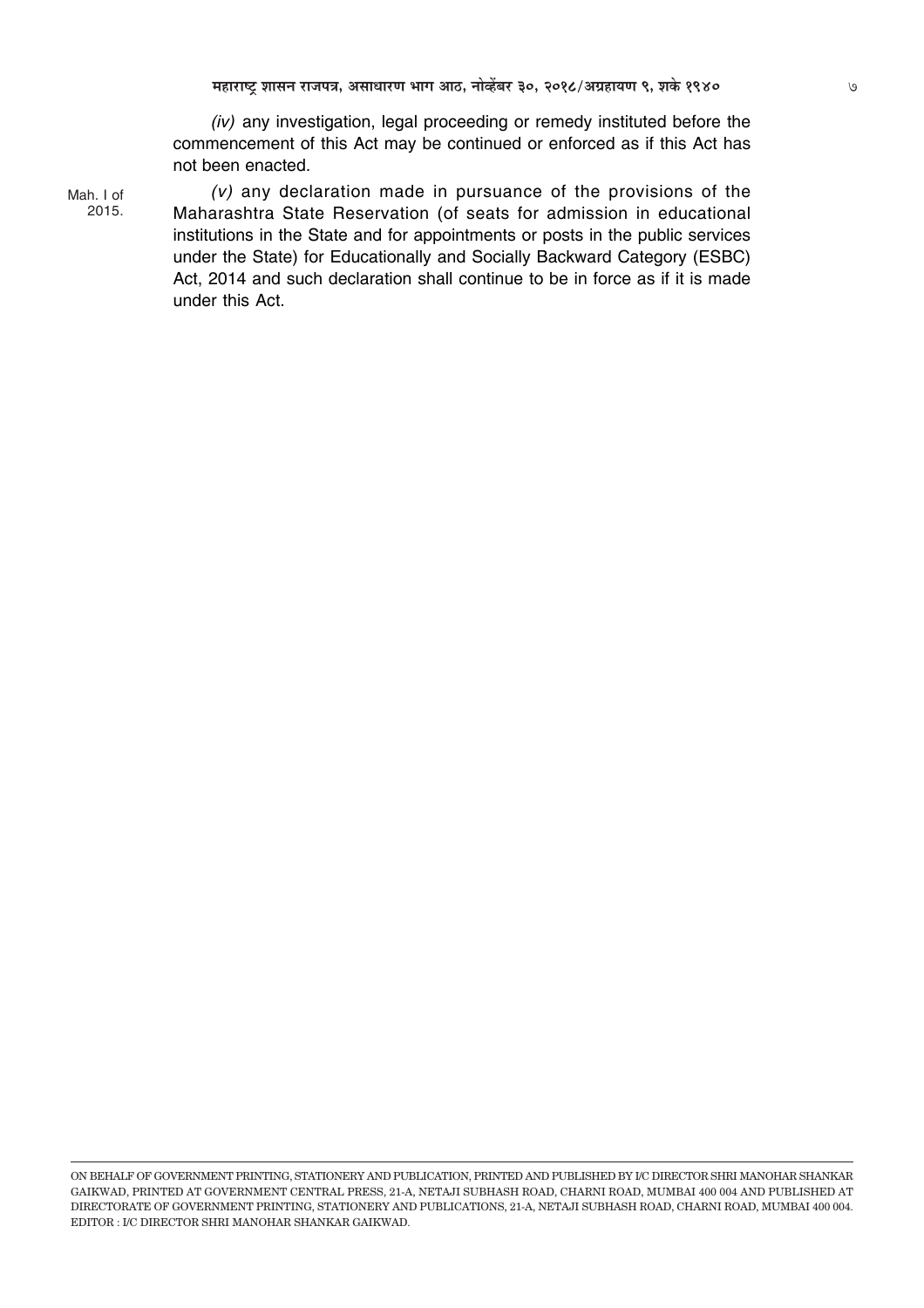*(iv)* any investigation, legal proceeding or remedy instituted before the commencement of this Act may be continued or enforced as if this Act has not been enacted.

Mah. I of 2015.

*(v)* any declaration made in pursuance of the provisions of the Maharashtra State Reservation (of seats for admission in educational institutions in the State and for appointments or posts in the public services under the State) for Educationally and Socially Backward Category (ESBC) Act, 2014 and such declaration shall continue to be in force as if it is made under this Act.

ON BEHALF OF GOVERNMENT PRINTING, STATIONERY AND PUBLICATION, PRINTED AND PUBLISHED BY I/C DIRECTOR SHRI MANOHAR SHANKAR GAIKWAD, PRINTED AT GOVERNMENT CENTRAL PRESS, 21-A, NETAJI SUBHASH ROAD, CHARNI ROAD, MUMBAI 400 004 AND PUBLISHED AT DIRECTORATE OF GOVERNMENT PRINTING, STATIONERY AND PUBLICATIONS, 21-A, NETAJI SUBHASH ROAD, CHARNI ROAD, MUMBAI 400 004. EDITOR : I/C DIRECTOR SHRI MANOHAR SHANKAR GAIKWAD.